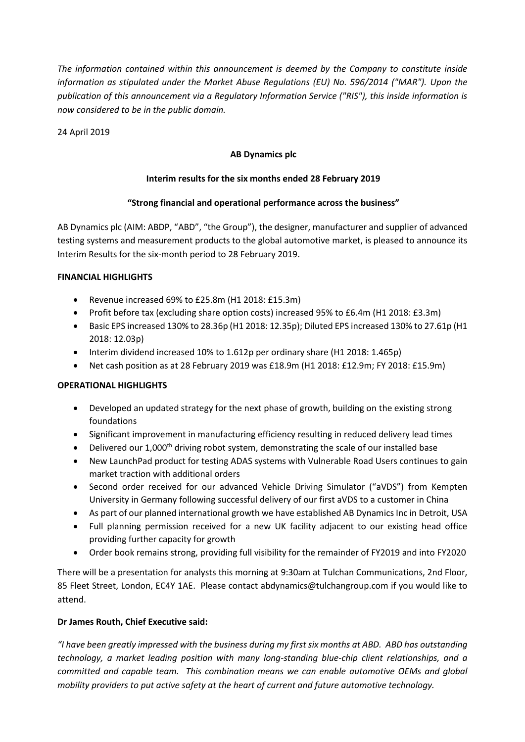*The information contained within this announcement is deemed by the Company to constitute inside information as stipulated under the Market Abuse Regulations (EU) No. 596/2014 ("MAR"). Upon the publication of this announcement via a Regulatory Information Service ("RIS"), this inside information is now considered to be in the public domain.*

24 April 2019

**AB Dynamics plc**

**Interim results for the six months ended 28 February 2019**

**"Strong financial and operational performance across the business"**

AB Dynamics plc (AIM: ABDP, "ABD", "the Group"), the designer, manufacturer and supplier of advanced testing systems and measurement products to the global automotive market, is pleased to announce its Interim Results for the six-month period to 28 February 2019.

**FINANCIAL HIGHLIGHTS**

- Revenue increased 69% to £25.8m (H1 2018: £15.3m)
- Profit before tax (excluding share option costs) increased 95% to £6.4m (H1 2018: £3.3m)
- Basic EPS increased 130% to 28.36p (H1 2018: 12.35p); Diluted EPS increased 130% to 27.61p (H1 2018: 12.03p)
- Interim dividend increased 10% to 1.612p per ordinary share (H1 2018: 1.465p)
- Net cash position as at 28 February 2019 was £18.9m (H1 2018: £12.9m; FY 2018: £15.9m)

**OPERATIONAL HIGHLIGHTS**

- Developed an updated strategy for the next phase of growth, building on the existing strong foundations
- Significant improvement in manufacturing efficiency resulting in reduced delivery lead times
- Delivered our 1,000th driving robot system, demonstrating the scale of our installed base
- New LaunchPad product for testing ADAS systems with Vulnerable Road Users continues to gain market traction with additional orders
- Second order received for our advanced Vehicle Driving Simulator ("aVDS") from Kempten University in Germany following successful delivery of our first aVDS to a customer in China
- As part of our planned international growth we have established AB Dynamics Inc in Detroit, USA
- Full planning permission received for a new UK facility adjacent to our existing head office providing further capacity for growth
- Order book remains strong, providing full visibility for the remainder of FY2019 and into FY2020

There will be a presentation for analysts this morning at 9:30am at Tulchan Communications, 2nd Floor, 85 Fleet Street, London, EC4Y 1AE. Please contact abdynamics@tulchangroup.com if you would like to attend.

**Dr James Routh, Chief Executive said:**

*"I have been greatly impressed with the business during my first six months at ABD. ABD has outstanding technology, a market leading position with many long-standing blue-chip client relationships, and a committed and capable team. This combination means we can enable automotive OEMs and global mobility providers to put active safety at the heart of current and future automotive technology.*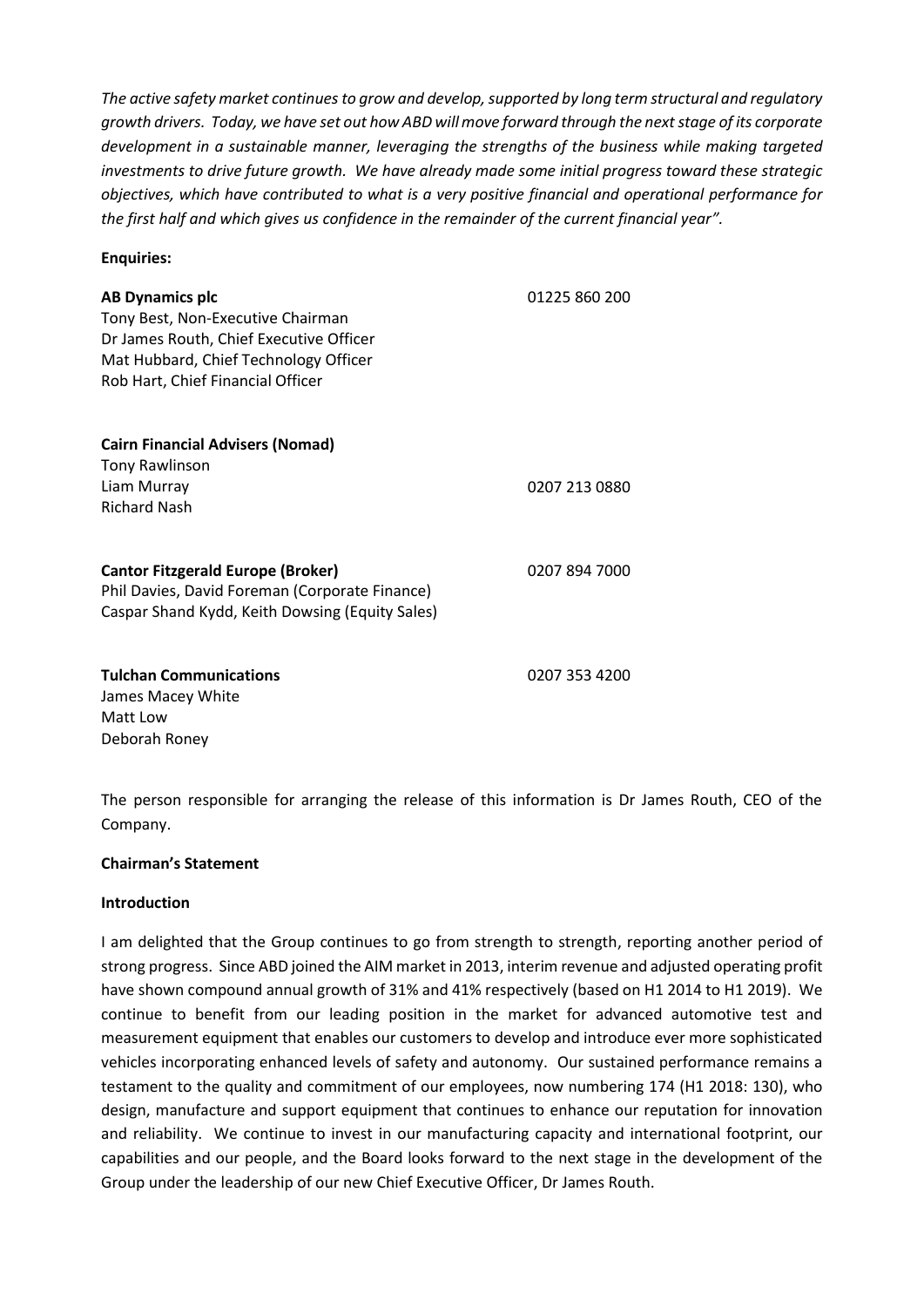*The active safety market continues to grow and develop, supported by long term structural and regulatory growth drivers. Today, we have set out how ABD will move forward through the next stage of its corporate development in a sustainable manner, leveraging the strengths of the business while making targeted investments to drive future growth. We have already made some initial progress toward these strategic objectives, which have contributed to what is a very positive financial and operational performance for the first half and which gives us confidence in the remainder of the current financial year".*

**Enquiries:**

**AB Dynamics plc** 01225 860 200
Tony Best, Non-Executive Chairman
Dr James Routh, Chief Executive Officer
Mat Hubbard, Chief Technology Officer
Rob Hart, Chief Financial Officer

**Cairn Financial Advisers (Nomad)**
Tony Rawlinson
Liam Murray 0207 213 0880
Richard Nash

**Cantor Fitzgerald Europe (Broker)** 0207 894 7000
Phil Davies, David Foreman (Corporate Finance)
Caspar Shand Kydd, Keith Dowsing (Equity Sales)

**Tulchan Communications** 0207 353 4200
James Macey White
Matt Low
Deborah Roney

The person responsible for arranging the release of this information is Dr James Routh, CEO of the Company.

**Chairman's Statement**

**Introduction**

I am delighted that the Group continues to go from strength to strength, reporting another period of strong progress. Since ABD joined the AIM market in 2013, interim revenue and adjusted operating profit have shown compound annual growth of 31% and 41% respectively (based on H1 2014 to H1 2019). We continue to benefit from our leading position in the market for advanced automotive test and measurement equipment that enables our customers to develop and introduce ever more sophisticated vehicles incorporating enhanced levels of safety and autonomy. Our sustained performance remains a testament to the quality and commitment of our employees, now numbering 174 (H1 2018: 130), who design, manufacture and support equipment that continues to enhance our reputation for innovation and reliability. We continue to invest in our manufacturing capacity and international footprint, our capabilities and our people, and the Board looks forward to the next stage in the development of the Group under the leadership of our new Chief Executive Officer, Dr James Routh.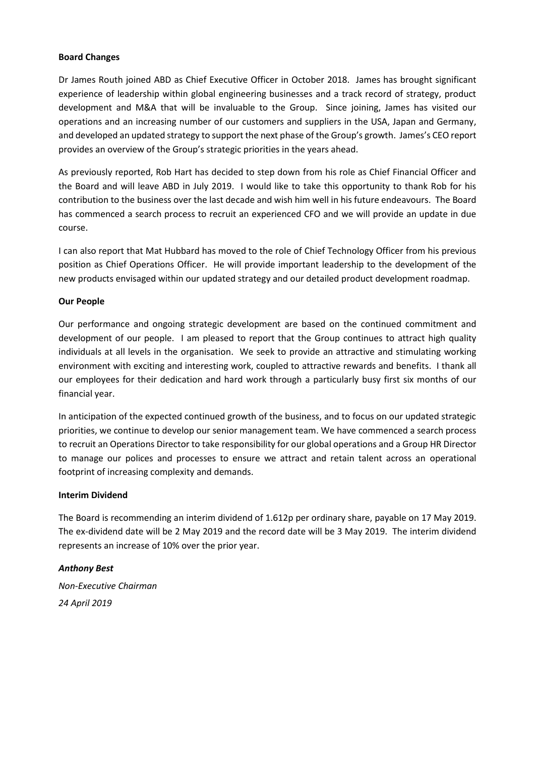**Board Changes**

Dr James Routh joined ABD as Chief Executive Officer in October 2018. James has brought significant experience of leadership within global engineering businesses and a track record of strategy, product development and M&A that will be invaluable to the Group. Since joining, James has visited our operations and an increasing number of our customers and suppliers in the USA, Japan and Germany, and developed an updated strategy to support the next phase of the Group's growth. James's CEO report provides an overview of the Group's strategic priorities in the years ahead.

As previously reported, Rob Hart has decided to step down from his role as Chief Financial Officer and the Board and will leave ABD in July 2019. I would like to take this opportunity to thank Rob for his contribution to the business over the last decade and wish him well in his future endeavours. The Board has commenced a search process to recruit an experienced CFO and we will provide an update in due course.

I can also report that Mat Hubbard has moved to the role of Chief Technology Officer from his previous position as Chief Operations Officer. He will provide important leadership to the development of the new products envisaged within our updated strategy and our detailed product development roadmap.

**Our People**

Our performance and ongoing strategic development are based on the continued commitment and development of our people. I am pleased to report that the Group continues to attract high quality individuals at all levels in the organisation. We seek to provide an attractive and stimulating working environment with exciting and interesting work, coupled to attractive rewards and benefits. I thank all our employees for their dedication and hard work through a particularly busy first six months of our financial year.

In anticipation of the expected continued growth of the business, and to focus on our updated strategic priorities, we continue to develop our senior management team. We have commenced a search process to recruit an Operations Director to take responsibility for our global operations and a Group HR Director to manage our polices and processes to ensure we attract and retain talent across an operational footprint of increasing complexity and demands.

**Interim Dividend**

The Board is recommending an interim dividend of 1.612p per ordinary share, payable on 17 May 2019. The ex-dividend date will be 2 May 2019 and the record date will be 3 May 2019. The interim dividend represents an increase of 10% over the prior year.

***Anthony Best***

*Non-Executive Chairman*

*24 April 2019*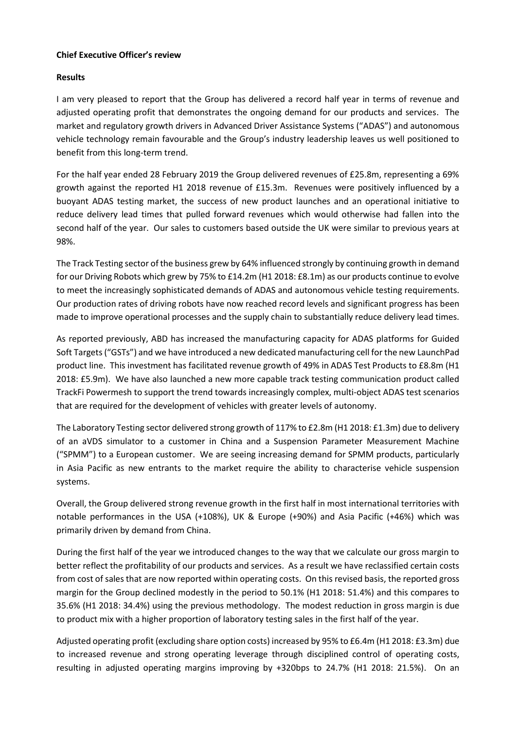**Chief Executive Officer's review**

**Results**

I am very pleased to report that the Group has delivered a record half year in terms of revenue and adjusted operating profit that demonstrates the ongoing demand for our products and services. The market and regulatory growth drivers in Advanced Driver Assistance Systems ("ADAS") and autonomous vehicle technology remain favourable and the Group's industry leadership leaves us well positioned to benefit from this long-term trend.

For the half year ended 28 February 2019 the Group delivered revenues of £25.8m, representing a 69% growth against the reported H1 2018 revenue of £15.3m. Revenues were positively influenced by a buoyant ADAS testing market, the success of new product launches and an operational initiative to reduce delivery lead times that pulled forward revenues which would otherwise had fallen into the second half of the year. Our sales to customers based outside the UK were similar to previous years at 98%.

The Track Testing sector of the business grew by 64% influenced strongly by continuing growth in demand for our Driving Robots which grew by 75% to £14.2m (H1 2018: £8.1m) as our products continue to evolve to meet the increasingly sophisticated demands of ADAS and autonomous vehicle testing requirements. Our production rates of driving robots have now reached record levels and significant progress has been made to improve operational processes and the supply chain to substantially reduce delivery lead times.

As reported previously, ABD has increased the manufacturing capacity for ADAS platforms for Guided Soft Targets ("GSTs") and we have introduced a new dedicated manufacturing cell for the new LaunchPad product line. This investment has facilitated revenue growth of 49% in ADAS Test Products to £8.8m (H1 2018: £5.9m). We have also launched a new more capable track testing communication product called TrackFi Powermesh to support the trend towards increasingly complex, multi-object ADAS test scenarios that are required for the development of vehicles with greater levels of autonomy.

The Laboratory Testing sector delivered strong growth of 117% to £2.8m (H1 2018: £1.3m) due to delivery of an aVDS simulator to a customer in China and a Suspension Parameter Measurement Machine ("SPMM") to a European customer. We are seeing increasing demand for SPMM products, particularly in Asia Pacific as new entrants to the market require the ability to characterise vehicle suspension systems.

Overall, the Group delivered strong revenue growth in the first half in most international territories with notable performances in the USA (+108%), UK & Europe (+90%) and Asia Pacific (+46%) which was primarily driven by demand from China.

During the first half of the year we introduced changes to the way that we calculate our gross margin to better reflect the profitability of our products and services. As a result we have reclassified certain costs from cost of sales that are now reported within operating costs. On this revised basis, the reported gross margin for the Group declined modestly in the period to 50.1% (H1 2018: 51.4%) and this compares to 35.6% (H1 2018: 34.4%) using the previous methodology. The modest reduction in gross margin is due to product mix with a higher proportion of laboratory testing sales in the first half of the year.

Adjusted operating profit (excluding share option costs) increased by 95% to £6.4m (H1 2018: £3.3m) due to increased revenue and strong operating leverage through disciplined control of operating costs, resulting in adjusted operating margins improving by +320bps to 24.7% (H1 2018: 21.5%). On an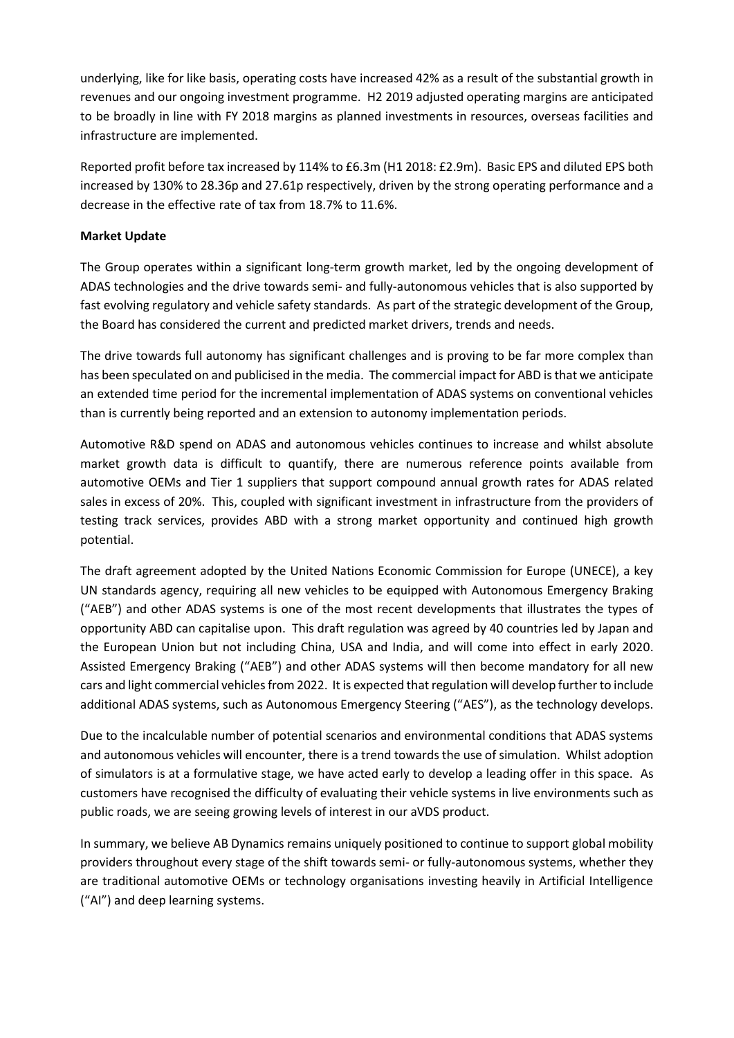underlying, like for like basis, operating costs have increased 42% as a result of the substantial growth in revenues and our ongoing investment programme. H2 2019 adjusted operating margins are anticipated to be broadly in line with FY 2018 margins as planned investments in resources, overseas facilities and infrastructure are implemented.

Reported profit before tax increased by 114% to £6.3m (H1 2018: £2.9m). Basic EPS and diluted EPS both increased by 130% to 28.36p and 27.61p respectively, driven by the strong operating performance and a decrease in the effective rate of tax from 18.7% to 11.6%.

**Market Update**

The Group operates within a significant long-term growth market, led by the ongoing development of ADAS technologies and the drive towards semi- and fully-autonomous vehicles that is also supported by fast evolving regulatory and vehicle safety standards. As part of the strategic development of the Group, the Board has considered the current and predicted market drivers, trends and needs.

The drive towards full autonomy has significant challenges and is proving to be far more complex than has been speculated on and publicised in the media. The commercial impact for ABD is that we anticipate an extended time period for the incremental implementation of ADAS systems on conventional vehicles than is currently being reported and an extension to autonomy implementation periods.

Automotive R&D spend on ADAS and autonomous vehicles continues to increase and whilst absolute market growth data is difficult to quantify, there are numerous reference points available from automotive OEMs and Tier 1 suppliers that support compound annual growth rates for ADAS related sales in excess of 20%. This, coupled with significant investment in infrastructure from the providers of testing track services, provides ABD with a strong market opportunity and continued high growth potential.

The draft agreement adopted by the United Nations Economic Commission for Europe (UNECE), a key UN standards agency, requiring all new vehicles to be equipped with Autonomous Emergency Braking ("AEB") and other ADAS systems is one of the most recent developments that illustrates the types of opportunity ABD can capitalise upon. This draft regulation was agreed by 40 countries led by Japan and the European Union but not including China, USA and India, and will come into effect in early 2020. Assisted Emergency Braking ("AEB") and other ADAS systems will then become mandatory for all new cars and light commercial vehicles from 2022. It is expected that regulation will develop further to include additional ADAS systems, such as Autonomous Emergency Steering ("AES"), as the technology develops.

Due to the incalculable number of potential scenarios and environmental conditions that ADAS systems and autonomous vehicles will encounter, there is a trend towards the use of simulation. Whilst adoption of simulators is at a formulative stage, we have acted early to develop a leading offer in this space. As customers have recognised the difficulty of evaluating their vehicle systems in live environments such as public roads, we are seeing growing levels of interest in our aVDS product.

In summary, we believe AB Dynamics remains uniquely positioned to continue to support global mobility providers throughout every stage of the shift towards semi- or fully-autonomous systems, whether they are traditional automotive OEMs or technology organisations investing heavily in Artificial Intelligence ("AI") and deep learning systems.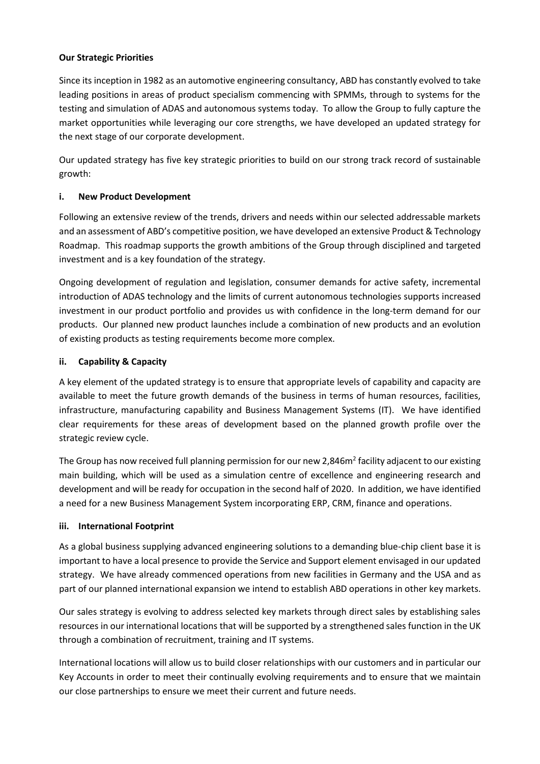**Our Strategic Priorities**

Since its inception in 1982 as an automotive engineering consultancy, ABD has constantly evolved to take leading positions in areas of product specialism commencing with SPMMs, through to systems for the testing and simulation of ADAS and autonomous systems today. To allow the Group to fully capture the market opportunities while leveraging our core strengths, we have developed an updated strategy for the next stage of our corporate development.

Our updated strategy has five key strategic priorities to build on our strong track record of sustainable growth:

**i. New Product Development**

Following an extensive review of the trends, drivers and needs within our selected addressable markets and an assessment of ABD's competitive position, we have developed an extensive Product & Technology Roadmap. This roadmap supports the growth ambitions of the Group through disciplined and targeted investment and is a key foundation of the strategy.

Ongoing development of regulation and legislation, consumer demands for active safety, incremental introduction of ADAS technology and the limits of current autonomous technologies supports increased investment in our product portfolio and provides us with confidence in the long-term demand for our products. Our planned new product launches include a combination of new products and an evolution of existing products as testing requirements become more complex.

**ii. Capability & Capacity**

A key element of the updated strategy is to ensure that appropriate levels of capability and capacity are available to meet the future growth demands of the business in terms of human resources, facilities, infrastructure, manufacturing capability and Business Management Systems (IT). We have identified clear requirements for these areas of development based on the planned growth profile over the strategic review cycle.

The Group has now received full planning permission for our new 2,846m$^2$ facility adjacent to our existing main building, which will be used as a simulation centre of excellence and engineering research and development and will be ready for occupation in the second half of 2020. In addition, we have identified a need for a new Business Management System incorporating ERP, CRM, finance and operations.

**iii. International Footprint**

As a global business supplying advanced engineering solutions to a demanding blue-chip client base it is important to have a local presence to provide the Service and Support element envisaged in our updated strategy. We have already commenced operations from new facilities in Germany and the USA and as part of our planned international expansion we intend to establish ABD operations in other key markets.

Our sales strategy is evolving to address selected key markets through direct sales by establishing sales resources in our international locations that will be supported by a strengthened sales function in the UK through a combination of recruitment, training and IT systems.

International locations will allow us to build closer relationships with our customers and in particular our Key Accounts in order to meet their continually evolving requirements and to ensure that we maintain our close partnerships to ensure we meet their current and future needs.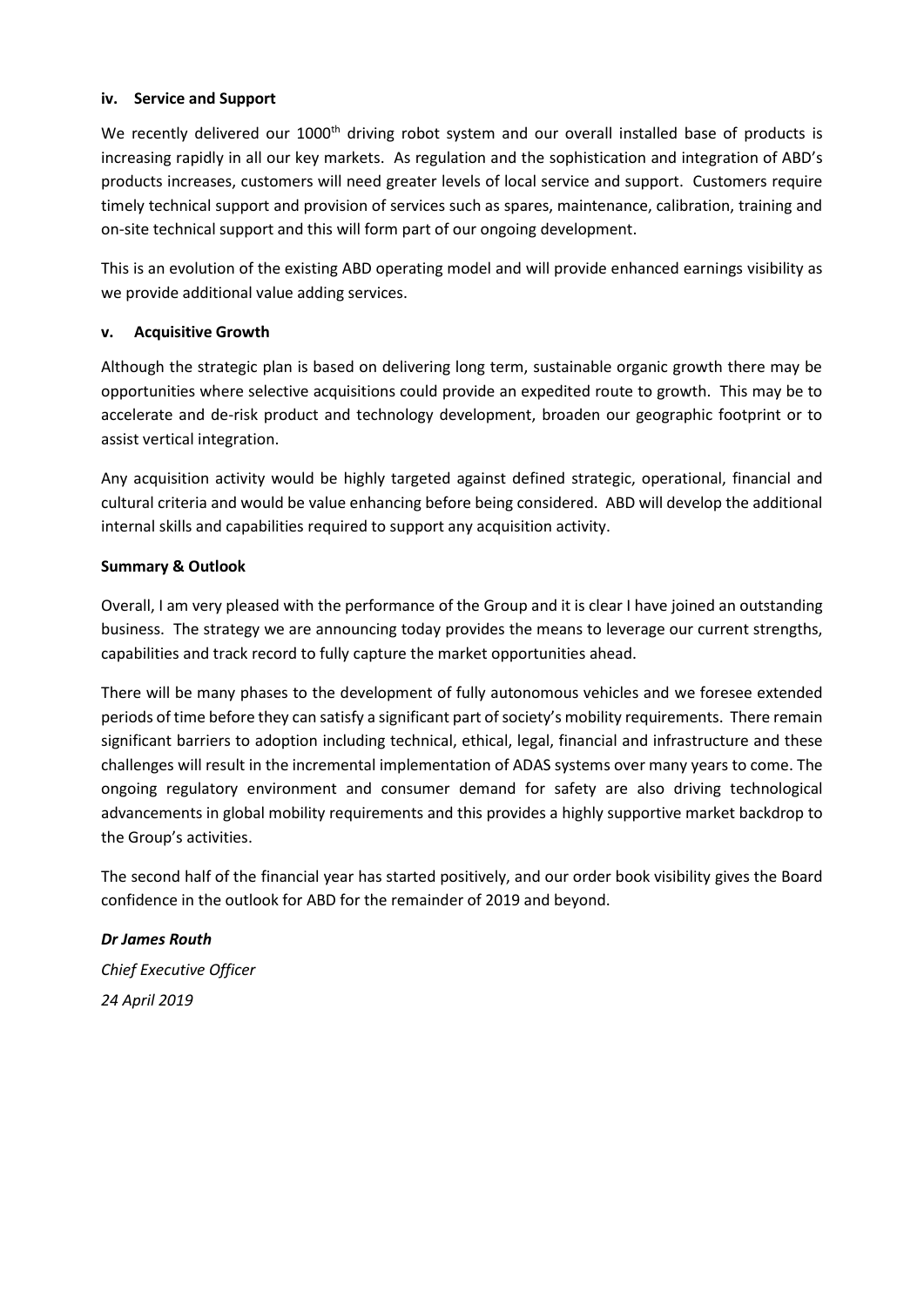### iv. Service and Support

We recently delivered our 1000th driving robot system and our overall installed base of products is increasing rapidly in all our key markets. As regulation and the sophistication and integration of ABD's products increases, customers will need greater levels of local service and support. Customers require timely technical support and provision of services such as spares, maintenance, calibration, training and on-site technical support and this will form part of our ongoing development.

This is an evolution of the existing ABD operating model and will provide enhanced earnings visibility as we provide additional value adding services.

### v. Acquisitive Growth

Although the strategic plan is based on delivering long term, sustainable organic growth there may be opportunities where selective acquisitions could provide an expedited route to growth. This may be to accelerate and de-risk product and technology development, broaden our geographic footprint or to assist vertical integration.

Any acquisition activity would be highly targeted against defined strategic, operational, financial and cultural criteria and would be value enhancing before being considered. ABD will develop the additional internal skills and capabilities required to support any acquisition activity.

### Summary & Outlook

Overall, I am very pleased with the performance of the Group and it is clear I have joined an outstanding business. The strategy we are announcing today provides the means to leverage our current strengths, capabilities and track record to fully capture the market opportunities ahead.

There will be many phases to the development of fully autonomous vehicles and we foresee extended periods of time before they can satisfy a significant part of society's mobility requirements. There remain significant barriers to adoption including technical, ethical, legal, financial and infrastructure and these challenges will result in the incremental implementation of ADAS systems over many years to come. The ongoing regulatory environment and consumer demand for safety are also driving technological advancements in global mobility requirements and this provides a highly supportive market backdrop to the Group's activities.

The second half of the financial year has started positively, and our order book visibility gives the Board confidence in the outlook for ABD for the remainder of 2019 and beyond.

***Dr James Routh***

*Chief Executive Officer*

*24 April 2019*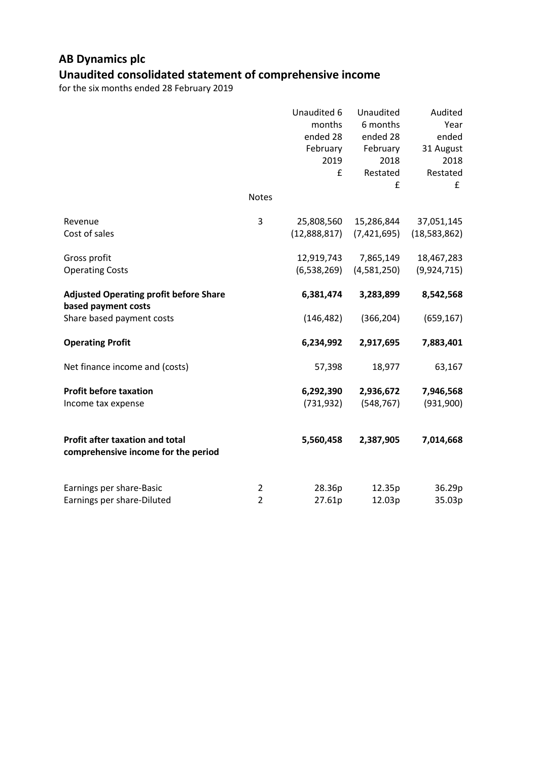# AB Dynamics plc

## Unaudited consolidated statement of comprehensive income

for the six months ended 28 February 2019

| | Notes | Unaudited 6 months ended 28 February 2019 £ | Unaudited 6 months ended 28 February 2018 Restated £ | Audited Year ended 31 August 2018 Restated £ |
|---|---|---|---|---|
| Revenue | 3 | 25,808,560 | 15,286,844 | 37,051,145 |
| Cost of sales | | (12,888,817) | (7,421,695) | (18,583,862) |
| Gross profit | | 12,919,743 | 7,865,149 | 18,467,283 |
| Operating Costs | | (6,538,269) | (4,581,250) | (9,924,715) |
| **Adjusted Operating profit before Share based payment costs** | | **6,381,474** | **3,283,899** | **8,542,568** |
| Share based payment costs | | (146,482) | (366,204) | (659,167) |
| **Operating Profit** | | **6,234,992** | **2,917,695** | **7,883,401** |
| Net finance income and (costs) | | 57,398 | 18,977 | 63,167 |
| **Profit before taxation** | | **6,292,390** | **2,936,672** | **7,946,568** |
| Income tax expense | | (731,932) | (548,767) | (931,900) |
| **Profit after taxation and total comprehensive income for the period** | | **5,560,458** | **2,387,905** | **7,014,668** |
| Earnings per share-Basic | 2 | 28.36p | 12.35p | 36.29p |
| Earnings per share-Diluted | 2 | 27.61p | 12.03p | 35.03p |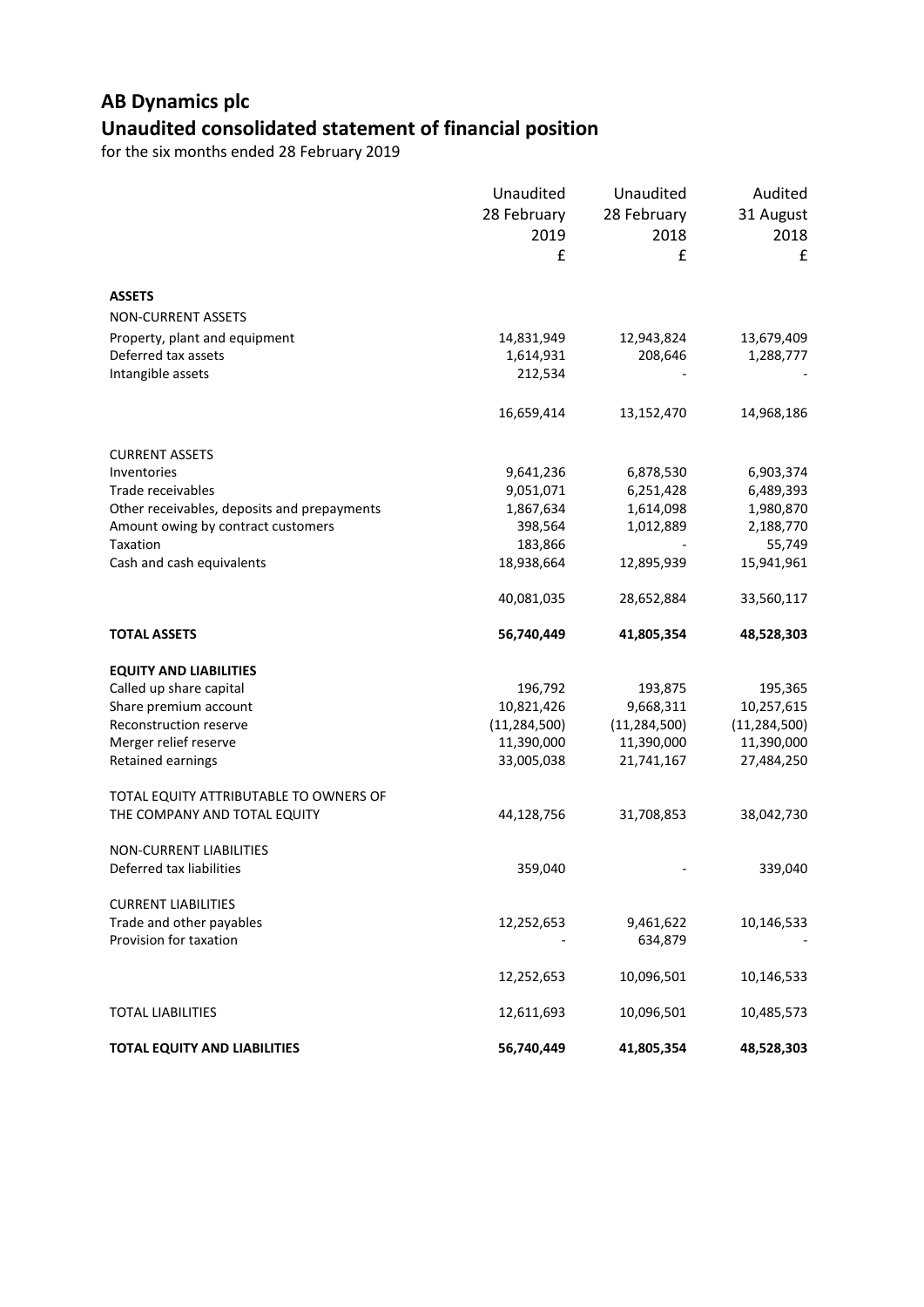# AB Dynamics plc

## Unaudited consolidated statement of financial position

for the six months ended 28 February 2019

| | Unaudited 28 February 2019 £ | Unaudited 28 February 2018 £ | Audited 31 August 2018 £ |
|---|---|---|---|
| **ASSETS** | | | |
| NON-CURRENT ASSETS | | | |
| Property, plant and equipment | 14,831,949 | 12,943,824 | 13,679,409 |
| Deferred tax assets | 1,614,931 | 208,646 | 1,288,777 |
| Intangible assets | 212,534 | - | - |
| | 16,659,414 | 13,152,470 | 14,968,186 |
| CURRENT ASSETS | | | |
| Inventories | 9,641,236 | 6,878,530 | 6,903,374 |
| Trade receivables | 9,051,071 | 6,251,428 | 6,489,393 |
| Other receivables, deposits and prepayments | 1,867,634 | 1,614,098 | 1,980,870 |
| Amount owing by contract customers | 398,564 | 1,012,889 | 2,188,770 |
| Taxation | 183,866 | - | 55,749 |
| Cash and cash equivalents | 18,938,664 | 12,895,939 | 15,941,961 |
| | 40,081,035 | 28,652,884 | 33,560,117 |
| **TOTAL ASSETS** | **56,740,449** | **41,805,354** | **48,528,303** |
| **EQUITY AND LIABILITIES** | | | |
| Called up share capital | 196,792 | 193,875 | 195,365 |
| Share premium account | 10,821,426 | 9,668,311 | 10,257,615 |
| Reconstruction reserve | (11,284,500) | (11,284,500) | (11,284,500) |
| Merger relief reserve | 11,390,000 | 11,390,000 | 11,390,000 |
| Retained earnings | 33,005,038 | 21,741,167 | 27,484,250 |
| TOTAL EQUITY ATTRIBUTABLE TO OWNERS OF THE COMPANY AND TOTAL EQUITY | 44,128,756 | 31,708,853 | 38,042,730 |
| NON-CURRENT LIABILITIES | | | |
| Deferred tax liabilities | 359,040 | - | 339,040 |
| CURRENT LIABILITIES | | | |
| Trade and other payables | 12,252,653 | 9,461,622 | 10,146,533 |
| Provision for taxation | - | 634,879 | - |
| | 12,252,653 | 10,096,501 | 10,146,533 |
| TOTAL LIABILITIES | 12,611,693 | 10,096,501 | 10,485,573 |
| **TOTAL EQUITY AND LIABILITIES** | **56,740,449** | **41,805,354** | **48,528,303** |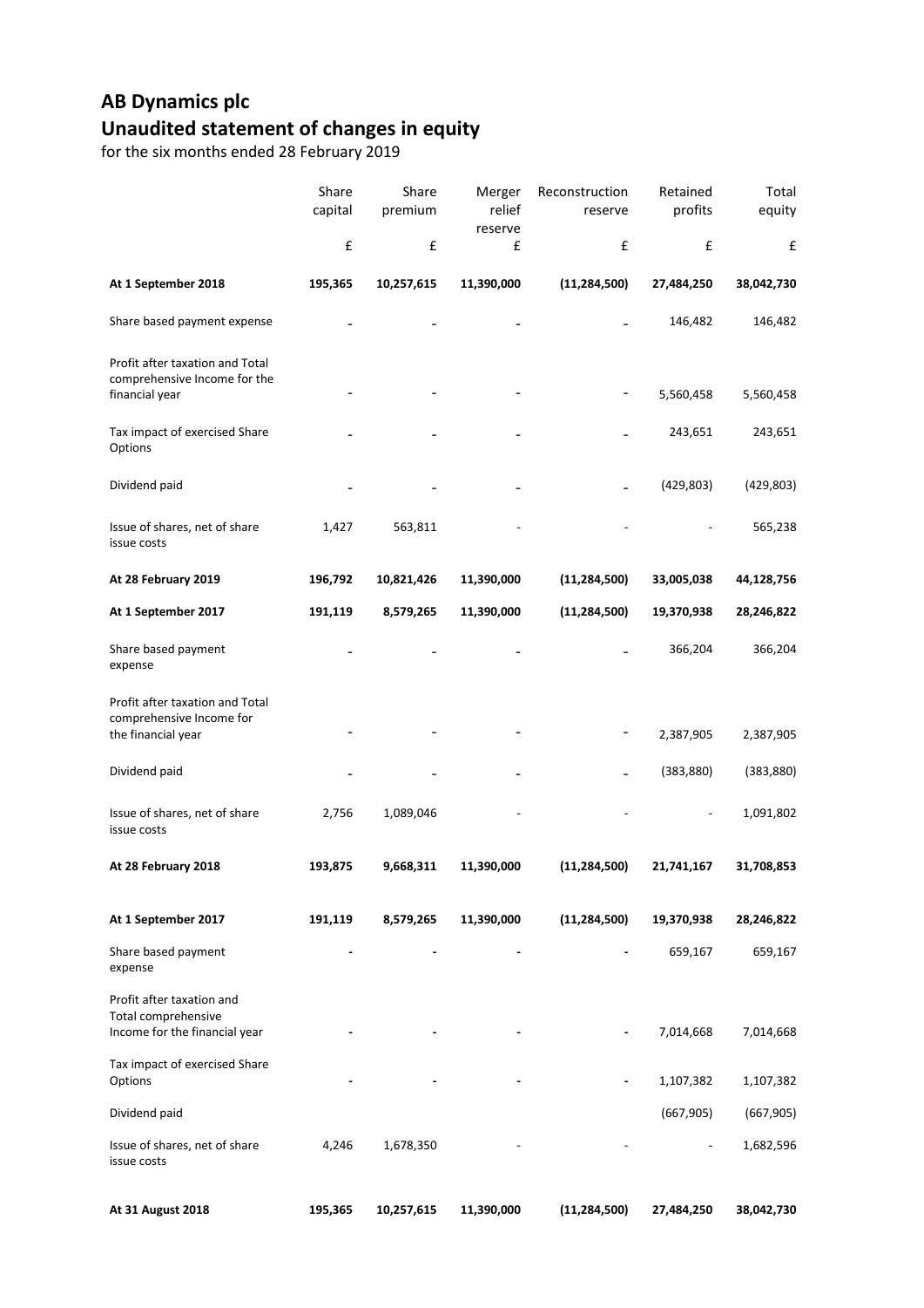# AB Dynamics plc
## Unaudited statement of changes in equity

for the six months ended 28 February 2019

| | Share capital | Share premium | Merger relief reserve | Reconstruction reserve | Retained profits | Total equity |
|---|---|---|---|---|---|---|
| | £ | £ | £ | £ | £ | £ |
| **At 1 September 2018** | **195,365** | **10,257,615** | **11,390,000** | **(11,284,500)** | **27,484,250** | **38,042,730** |
| Share based payment expense | - | - | - | - | 146,482 | 146,482 |
| Profit after taxation and Total comprehensive Income for the financial year | - | - | - | - | 5,560,458 | 5,560,458 |
| Tax impact of exercised Share Options | - | - | - | - | 243,651 | 243,651 |
| Dividend paid | - | - | - | - | (429,803) | (429,803) |
| Issue of shares, net of share issue costs | 1,427 | 563,811 | - | - | - | 565,238 |
| **At 28 February 2019** | **196,792** | **10,821,426** | **11,390,000** | **(11,284,500)** | **33,005,038** | **44,128,756** |
| **At 1 September 2017** | **191,119** | **8,579,265** | **11,390,000** | **(11,284,500)** | **19,370,938** | **28,246,822** |
| Share based payment expense | - | - | - | - | 366,204 | 366,204 |
| Profit after taxation and Total comprehensive Income for the financial year | - | - | - | - | 2,387,905 | 2,387,905 |
| Dividend paid | - | - | - | - | (383,880) | (383,880) |
| Issue of shares, net of share issue costs | 2,756 | 1,089,046 | - | - | - | 1,091,802 |
| **At 28 February 2018** | **193,875** | **9,668,311** | **11,390,000** | **(11,284,500)** | **21,741,167** | **31,708,853** |
| **At 1 September 2017** | **191,119** | **8,579,265** | **11,390,000** | **(11,284,500)** | **19,370,938** | **28,246,822** |
| Share based payment expense | - | - | - | - | 659,167 | 659,167 |
| Profit after taxation and Total comprehensive Income for the financial year | - | - | - | - | 7,014,668 | 7,014,668 |
| Tax impact of exercised Share Options | - | - | - | - | 1,107,382 | 1,107,382 |
| Dividend paid | | | | | (667,905) | (667,905) |
| Issue of shares, net of share issue costs | 4,246 | 1,678,350 | - | - | - | 1,682,596 |
| **At 31 August 2018** | **195,365** | **10,257,615** | **11,390,000** | **(11,284,500)** | **27,484,250** | **38,042,730** |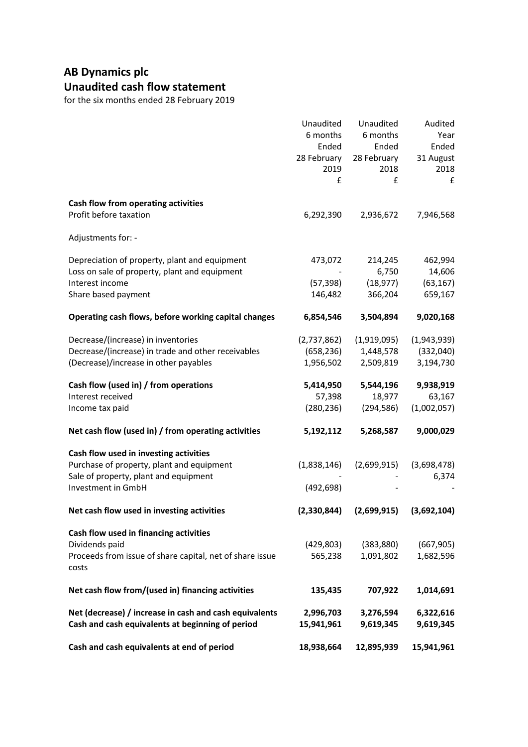# AB Dynamics plc
## Unaudited cash flow statement

for the six months ended 28 February 2019

| | Unaudited 6 months Ended 28 February 2019 £ | Unaudited 6 months Ended 28 February 2018 £ | Audited Year Ended 31 August 2018 £ |
|---|---|---|---|
| **Cash flow from operating activities** | | | |
| Profit before taxation | 6,292,390 | 2,936,672 | 7,946,568 |
| Adjustments for: - | | | |
| Depreciation of property, plant and equipment | 473,072 | 214,245 | 462,994 |
| Loss on sale of property, plant and equipment | - | 6,750 | 14,606 |
| Interest income | (57,398) | (18,977) | (63,167) |
| Share based payment | 146,482 | 366,204 | 659,167 |
| **Operating cash flows, before working capital changes** | **6,854,546** | **3,504,894** | **9,020,168** |
| Decrease/(increase) in inventories | (2,737,862) | (1,919,095) | (1,943,939) |
| Decrease/(increase) in trade and other receivables | (658,236) | 1,448,578 | (332,040) |
| (Decrease)/increase in other payables | 1,956,502 | 2,509,819 | 3,194,730 |
| **Cash flow (used in) / from operations** | **5,414,950** | **5,544,196** | **9,938,919** |
| Interest received | 57,398 | 18,977 | 63,167 |
| Income tax paid | (280,236) | (294,586) | (1,002,057) |
| **Net cash flow (used in) / from operating activities** | **5,192,112** | **5,268,587** | **9,000,029** |
| **Cash flow used in investing activities** | | | |
| Purchase of property, plant and equipment | (1,838,146) | (2,699,915) | (3,698,478) |
| Sale of property, plant and equipment | - | - | 6,374 |
| Investment in GmbH | (492,698) | - | - |
| **Net cash flow used in investing activities** | **(2,330,844)** | **(2,699,915)** | **(3,692,104)** |
| **Cash flow used in financing activities** | | | |
| Dividends paid | (429,803) | (383,880) | (667,905) |
| Proceeds from issue of share capital, net of share issue costs | 565,238 | 1,091,802 | 1,682,596 |
| **Net cash flow from/(used in) financing activities** | **135,435** | **707,922** | **1,014,691** |
| **Net (decrease) / increase in cash and cash equivalents** | **2,996,703** | **3,276,594** | **6,322,616** |
| **Cash and cash equivalents at beginning of period** | **15,941,961** | **9,619,345** | **9,619,345** |
| **Cash and cash equivalents at end of period** | **18,938,664** | **12,895,939** | **15,941,961** |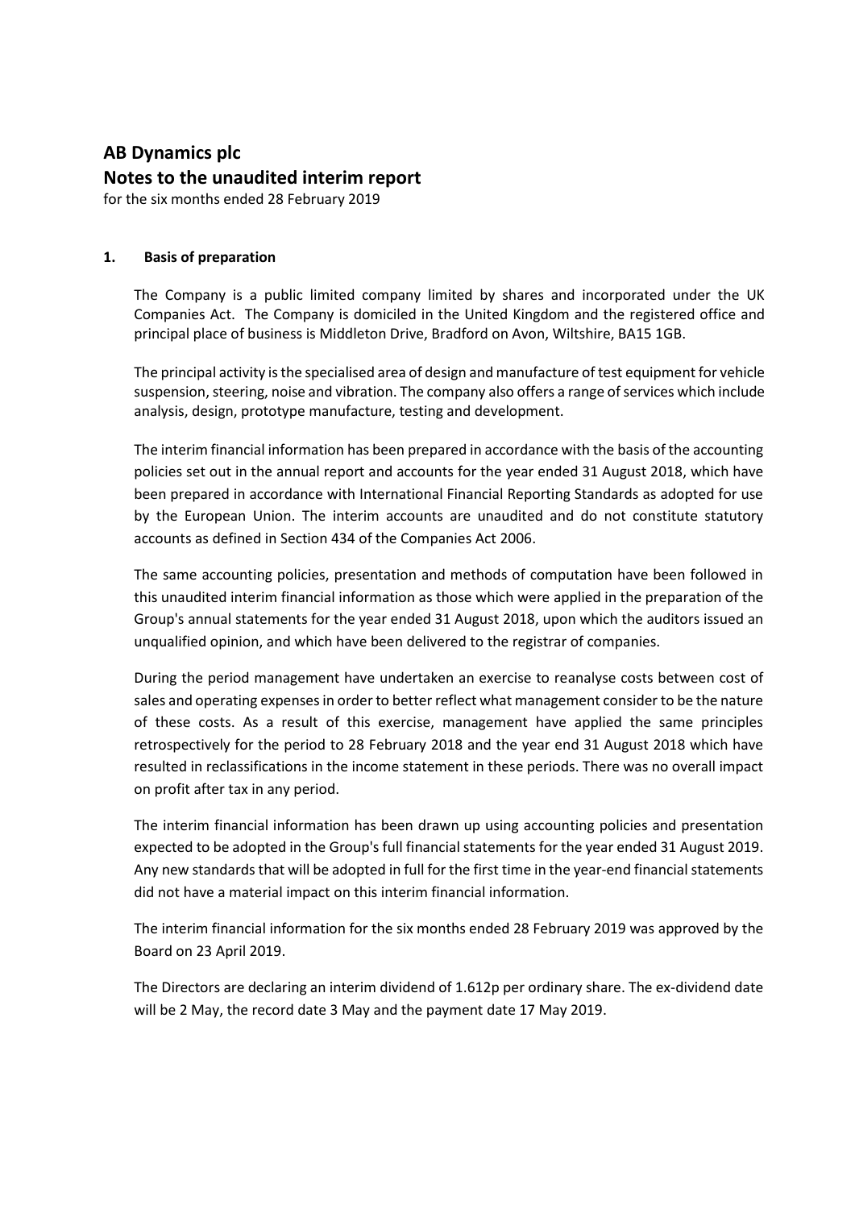# AB Dynamics plc

## Notes to the unaudited interim report

for the six months ended 28 February 2019

### 1. Basis of preparation

The Company is a public limited company limited by shares and incorporated under the UK Companies Act. The Company is domiciled in the United Kingdom and the registered office and principal place of business is Middleton Drive, Bradford on Avon, Wiltshire, BA15 1GB.

The principal activity is the specialised area of design and manufacture of test equipment for vehicle suspension, steering, noise and vibration. The company also offers a range of services which include analysis, design, prototype manufacture, testing and development.

The interim financial information has been prepared in accordance with the basis of the accounting policies set out in the annual report and accounts for the year ended 31 August 2018, which have been prepared in accordance with International Financial Reporting Standards as adopted for use by the European Union. The interim accounts are unaudited and do not constitute statutory accounts as defined in Section 434 of the Companies Act 2006.

The same accounting policies, presentation and methods of computation have been followed in this unaudited interim financial information as those which were applied in the preparation of the Group's annual statements for the year ended 31 August 2018, upon which the auditors issued an unqualified opinion, and which have been delivered to the registrar of companies.

During the period management have undertaken an exercise to reanalyse costs between cost of sales and operating expenses in order to better reflect what management consider to be the nature of these costs. As a result of this exercise, management have applied the same principles retrospectively for the period to 28 February 2018 and the year end 31 August 2018 which have resulted in reclassifications in the income statement in these periods. There was no overall impact on profit after tax in any period.

The interim financial information has been drawn up using accounting policies and presentation expected to be adopted in the Group's full financial statements for the year ended 31 August 2019. Any new standards that will be adopted in full for the first time in the year-end financial statements did not have a material impact on this interim financial information.

The interim financial information for the six months ended 28 February 2019 was approved by the Board on 23 April 2019.

The Directors are declaring an interim dividend of 1.612p per ordinary share. The ex-dividend date will be 2 May, the record date 3 May and the payment date 17 May 2019.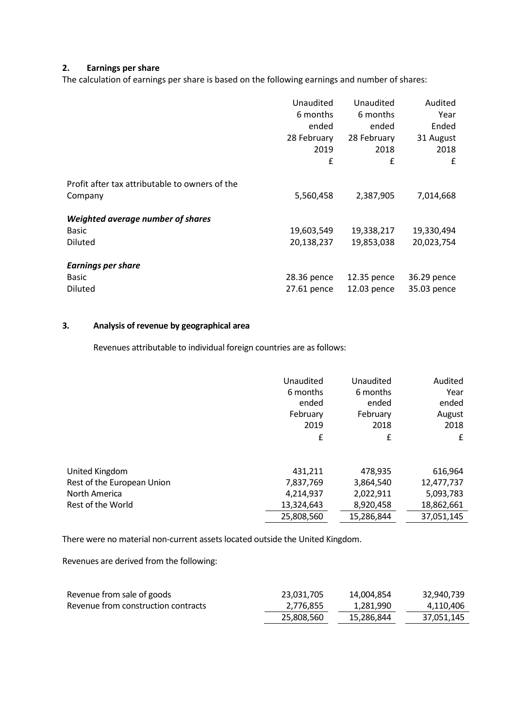## 2. Earnings per share

The calculation of earnings per share is based on the following earnings and number of shares:

| | Unaudited 6 months ended 28 February 2019 £ | Unaudited 6 months ended 28 February 2018 £ | Audited Year Ended 31 August 2018 £ |
|---|---|---|---|
| Profit after tax attributable to owners of the Company | 5,560,458 | 2,387,905 | 7,014,668 |
| ***Weighted average number of shares*** | | | |
| Basic | 19,603,549 | 19,338,217 | 19,330,494 |
| Diluted | 20,138,237 | 19,853,038 | 20,023,754 |
| ***Earnings per share*** | | | |
| Basic | 28.36 pence | 12.35 pence | 36.29 pence |
| Diluted | 27.61 pence | 12.03 pence | 35.03 pence |

## 3. Analysis of revenue by geographical area

Revenues attributable to individual foreign countries are as follows:

| | Unaudited 6 months ended February 2019 £ | Unaudited 6 months ended February 2018 £ | Audited Year ended August 2018 £ |
|---|---|---|---|
| United Kingdom | 431,211 | 478,935 | 616,964 |
| Rest of the European Union | 7,837,769 | 3,864,540 | 12,477,737 |
| North America | 4,214,937 | 2,022,911 | 5,093,783 |
| Rest of the World | 13,324,643 | 8,920,458 | 18,862,661 |
| | 25,808,560 | 15,286,844 | 37,051,145 |

There were no material non-current assets located outside the United Kingdom.

Revenues are derived from the following:

| | | | |
|---|---|---|---|
| Revenue from sale of goods | 23,031,705 | 14,004,854 | 32,940,739 |
| Revenue from construction contracts | 2,776,855 | 1,281,990 | 4,110,406 |
| | 25,808,560 | 15,286,844 | 37,051,145 |